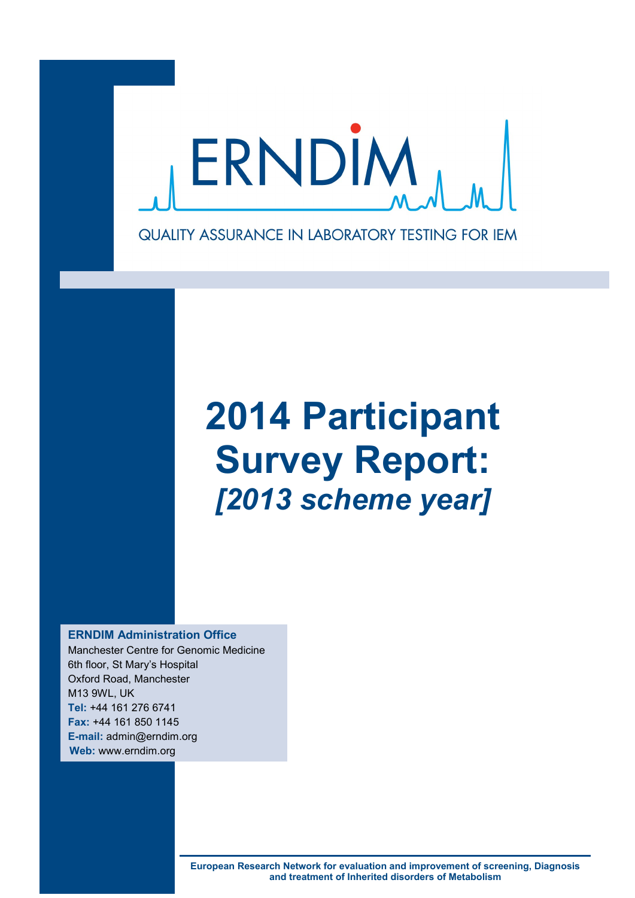ERNDIM

QUALITY ASSURANCE IN LABORATORY TESTING FOR IEM

# 2014 Participant Survey Report:

## *[2013 scheme year]*

**ERNDIM Administration Office**
Manchester Centre for Genomic Medicine
6th floor, St Mary's Hospital
Oxford Road, Manchester
M13 9WL, UK
**Tel:** +44 161 276 6741
**Fax:** +44 161 850 1145
**E-mail:** admin@erndim.org
**Web:** www.erndim.org

**European Research Network for evaluation and improvement of screening, Diagnosis and treatment of Inherited disorders of Metabolism**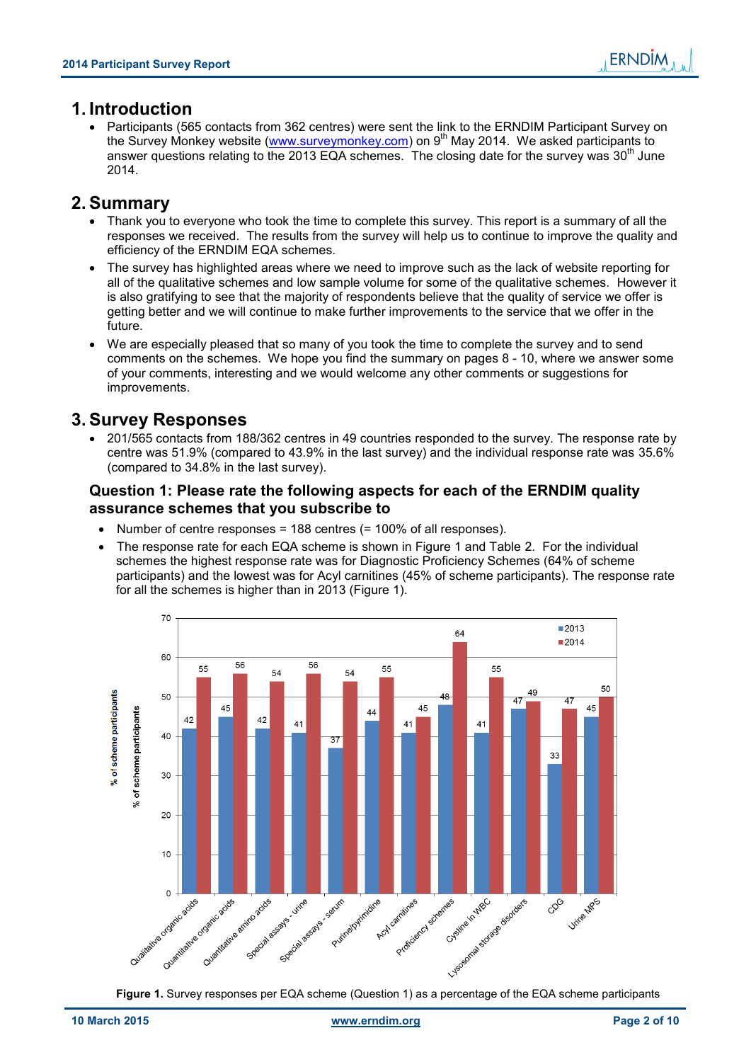# 1. Introduction

- Participants (565 contacts from 362 centres) were sent the link to the ERNDIM Participant Survey on the Survey Monkey website (www.surveymonkey.com) on 9th May 2014. We asked participants to answer questions relating to the 2013 EQA schemes. The closing date for the survey was 30th June 2014.

# 2. Summary

- Thank you to everyone who took the time to complete this survey. This report is a summary of all the responses we received. The results from the survey will help us to continue to improve the quality and efficiency of the ERNDIM EQA schemes.
- The survey has highlighted areas where we need to improve such as the lack of website reporting for all of the qualitative schemes and low sample volume for some of the qualitative schemes. However it is also gratifying to see that the majority of respondents believe that the quality of service we offer is getting better and we will continue to make further improvements to the service that we offer in the future.
- We are especially pleased that so many of you took the time to complete the survey and to send comments on the schemes. We hope you find the summary on pages 8 - 10, where we answer some of your comments, interesting and we would welcome any other comments or suggestions for improvements.

# 3. Survey Responses

- 201/565 contacts from 188/362 centres in 49 countries responded to the survey. The response rate by centre was 51.9% (compared to 43.9% in the last survey) and the individual response rate was 35.6% (compared to 34.8% in the last survey).

### Question 1: Please rate the following aspects for each of the ERNDIM quality assurance schemes that you subscribe to

- Number of centre responses = 188 centres (= 100% of all responses).
- The response rate for each EQA scheme is shown in Figure 1 and Table 2. For the individual schemes the highest response rate was for Diagnostic Proficiency Schemes (64% of scheme participants) and the lowest was for Acyl carnitines (45% of scheme participants). The response rate for all the schemes is higher than in 2013 (Figure 1).

% of scheme participants

2013
2014

Qualitative organic acids 42 55
Quantitative organic acids 45 56
Quantitative amino acids 42 54
Special assays - urine 41 56
Special assays - serum 37 54
Purine/pyrimidine 44 55
Acyl carnitines 41 45
Proficiency schemes 48 64
Cystine in WBC 41 55
Lysosomal storage disorders 47 49
CDG 33 47
Urine MPS 45 50

**Figure 1.** Survey responses per EQA scheme (Question 1) as a percentage of the EQA scheme participants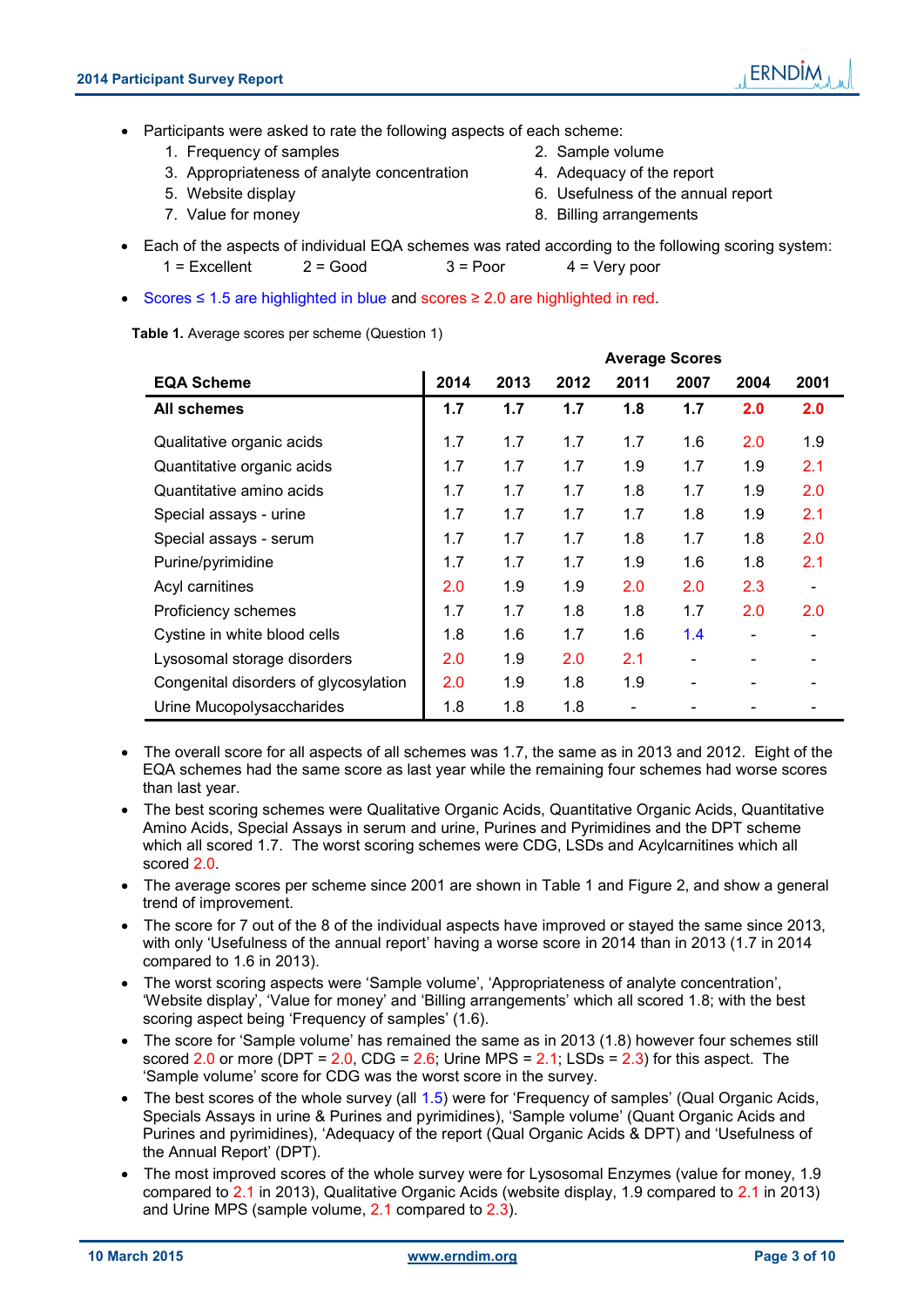- Participants were asked to rate the following aspects of each scheme:
  1. Frequency of samples
  2. Sample volume
  3. Appropriateness of analyte concentration
  4. Adequacy of the report
  5. Website display
  6. Usefulness of the annual report
  7. Value for money
  8. Billing arrangements
- Each of the aspects of individual EQA schemes was rated according to the following scoring system:
  1 = Excellent 2 = Good 3 = Poor 4 = Very poor
- Scores ≤ 1.5 are highlighted in blue and scores ≥ 2.0 are highlighted in red.

**Table 1.** Average scores per scheme (Question 1)

| | Average Scores | | | | | | |
|---|---|---|---|---|---|---|---|
| **EQA Scheme** | **2014** | **2013** | **2012** | **2011** | **2007** | **2004** | **2001** |
| **All schemes** | **1.7** | **1.7** | **1.7** | **1.8** | **1.7** | **2.0** | **2.0** |
| Qualitative organic acids | 1.7 | 1.7 | 1.7 | 1.7 | 1.6 | 2.0 | 1.9 |
| Quantitative organic acids | 1.7 | 1.7 | 1.7 | 1.9 | 1.7 | 1.9 | 2.1 |
| Quantitative amino acids | 1.7 | 1.7 | 1.7 | 1.8 | 1.7 | 1.9 | 2.0 |
| Special assays - urine | 1.7 | 1.7 | 1.7 | 1.7 | 1.8 | 1.9 | 2.1 |
| Special assays - serum | 1.7 | 1.7 | 1.7 | 1.8 | 1.7 | 1.8 | 2.0 |
| Purine/pyrimidine | 1.7 | 1.7 | 1.7 | 1.9 | 1.6 | 1.8 | 2.1 |
| Acyl carnitines | 2.0 | 1.9 | 1.9 | 2.0 | 2.0 | 2.3 | - |
| Proficiency schemes | 1.7 | 1.7 | 1.8 | 1.8 | 1.7 | 2.0 | 2.0 |
| Cystine in white blood cells | 1.8 | 1.6 | 1.7 | 1.6 | 1.4 | - | - |
| Lysosomal storage disorders | 2.0 | 1.9 | 2.0 | 2.1 | - | - | - |
| Congenital disorders of glycosylation | 2.0 | 1.9 | 1.8 | 1.9 | - | - | - |
| Urine Mucopolysaccharides | 1.8 | 1.8 | 1.8 | - | - | - | - |

- The overall score for all aspects of all schemes was 1.7, the same as in 2013 and 2012. Eight of the EQA schemes had the same score as last year while the remaining four schemes had worse scores than last year.
- The best scoring schemes were Qualitative Organic Acids, Quantitative Organic Acids, Quantitative Amino Acids, Special Assays in serum and urine, Purines and Pyrimidines and the DPT scheme which all scored 1.7. The worst scoring schemes were CDG, LSDs and Acylcarnitines which all scored 2.0.
- The average scores per scheme since 2001 are shown in Table 1 and Figure 2, and show a general trend of improvement.
- The score for 7 out of the 8 of the individual aspects have improved or stayed the same since 2013, with only 'Usefulness of the annual report' having a worse score in 2014 than in 2013 (1.7 in 2014 compared to 1.6 in 2013).
- The worst scoring aspects were 'Sample volume', 'Appropriateness of analyte concentration', 'Website display', 'Value for money' and 'Billing arrangements' which all scored 1.8; with the best scoring aspect being 'Frequency of samples' (1.6).
- The score for 'Sample volume' has remained the same as in 2013 (1.8) however four schemes still scored 2.0 or more (DPT = 2.0, CDG = 2.6; Urine MPS = 2.1; LSDs = 2.3) for this aspect. The 'Sample volume' score for CDG was the worst score in the survey.
- The best scores of the whole survey (all 1.5) were for 'Frequency of samples' (Qual Organic Acids, Specials Assays in urine & Purines and pyrimidines), 'Sample volume' (Quant Organic Acids and Purines and pyrimidines), 'Adequacy of the report (Qual Organic Acids & DPT) and 'Usefulness of the Annual Report' (DPT).
- The most improved scores of the whole survey were for Lysosomal Enzymes (value for money, 1.9 compared to 2.1 in 2013), Qualitative Organic Acids (website display, 1.9 compared to 2.1 in 2013) and Urine MPS (sample volume, 2.1 compared to 2.3).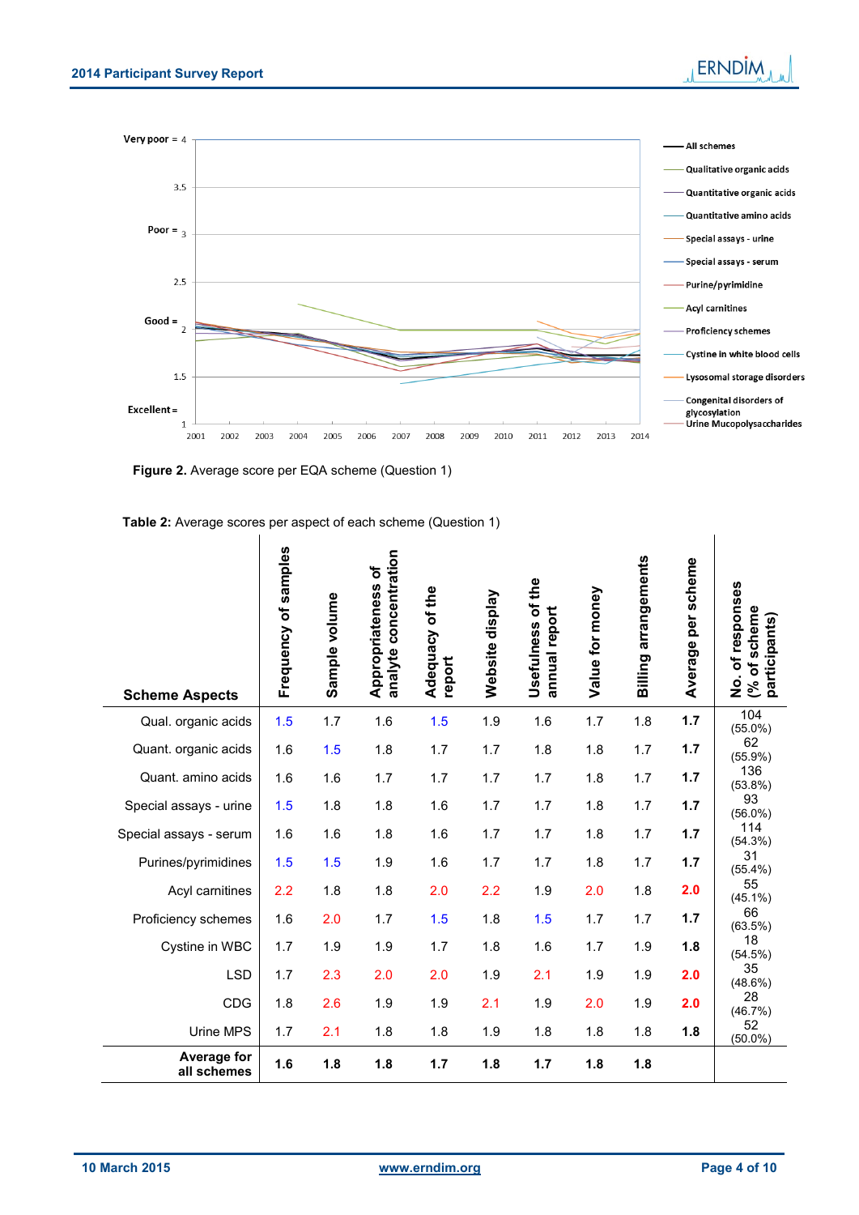Very poor = 4

3.5

Poor = 3

2.5

Good = 2

1.5

Excellent = 1

2001 2002 2003 2004 2005 2006 2007 2008 2009 2010 2011 2012 2013 2014

All schemes
Qualitative organic acids
Quantitative organic acids
Quantitative amino acids
Special assays - urine
Special assays - serum
Purine/pyrimidine
Acyl carnitines
Proficiency schemes
Cystine in white blood cells
Lysosomal storage disorders
Congenital disorders of glycosylation
Urine Mucopolysaccharides

**Figure 2.** Average score per EQA scheme (Question 1)

**Table 2:** Average scores per aspect of each scheme (Question 1)

| **Scheme Aspects** | **Frequency of samples** | **Sample volume** | **Appropriateness of analyte concentration** | **Adequacy of the report** | **Website display** | **Usefulness of the annual report** | **Value for money** | **Billing arrangements** | **Average per scheme** | **No. of responses (% of scheme participants)** |
|---|---|---|---|---|---|---|---|---|---|---|
| Qual. organic acids | 1.5 | 1.7 | 1.6 | 1.5 | 1.9 | 1.6 | 1.7 | 1.8 | **1.7** | 104 (55.0%) |
| Quant. organic acids | 1.6 | 1.5 | 1.8 | 1.7 | 1.7 | 1.8 | 1.8 | 1.7 | **1.7** | 62 (55.9%) |
| Quant. amino acids | 1.6 | 1.6 | 1.7 | 1.7 | 1.7 | 1.7 | 1.8 | 1.7 | **1.7** | 136 (53.8%) |
| Special assays - urine | 1.5 | 1.8 | 1.8 | 1.6 | 1.7 | 1.7 | 1.8 | 1.7 | **1.7** | 93 (56.0%) |
| Special assays - serum | 1.6 | 1.6 | 1.8 | 1.6 | 1.7 | 1.7 | 1.8 | 1.7 | **1.7** | 114 (54.3%) |
| Purines/pyrimidines | 1.5 | 1.5 | 1.9 | 1.6 | 1.7 | 1.7 | 1.8 | 1.7 | **1.7** | 31 (55.4%) |
| Acyl carnitines | 2.2 | 1.8 | 1.8 | 2.0 | 2.2 | 1.9 | 2.0 | 1.8 | **2.0** | 55 (45.1%) |
| Proficiency schemes | 1.6 | 2.0 | 1.7 | 1.5 | 1.8 | 1.5 | 1.7 | 1.7 | **1.7** | 66 (63.5%) |
| Cystine in WBC | 1.7 | 1.9 | 1.9 | 1.7 | 1.8 | 1.6 | 1.7 | 1.9 | **1.8** | 18 (54.5%) |
| LSD | 1.7 | 2.3 | 2.0 | 2.0 | 1.9 | 2.1 | 1.9 | 1.9 | **2.0** | 35 (48.6%) |
| CDG | 1.8 | 2.6 | 1.9 | 1.9 | 2.1 | 1.9 | 2.0 | 1.9 | **2.0** | 28 (46.7%) |
| Urine MPS | 1.7 | 2.1 | 1.8 | 1.8 | 1.9 | 1.8 | 1.8 | 1.8 | **1.8** | 52 (50.0%) |
| **Average for all schemes** | **1.6** | **1.8** | **1.8** | **1.7** | **1.8** | **1.7** | **1.8** | **1.8** | | |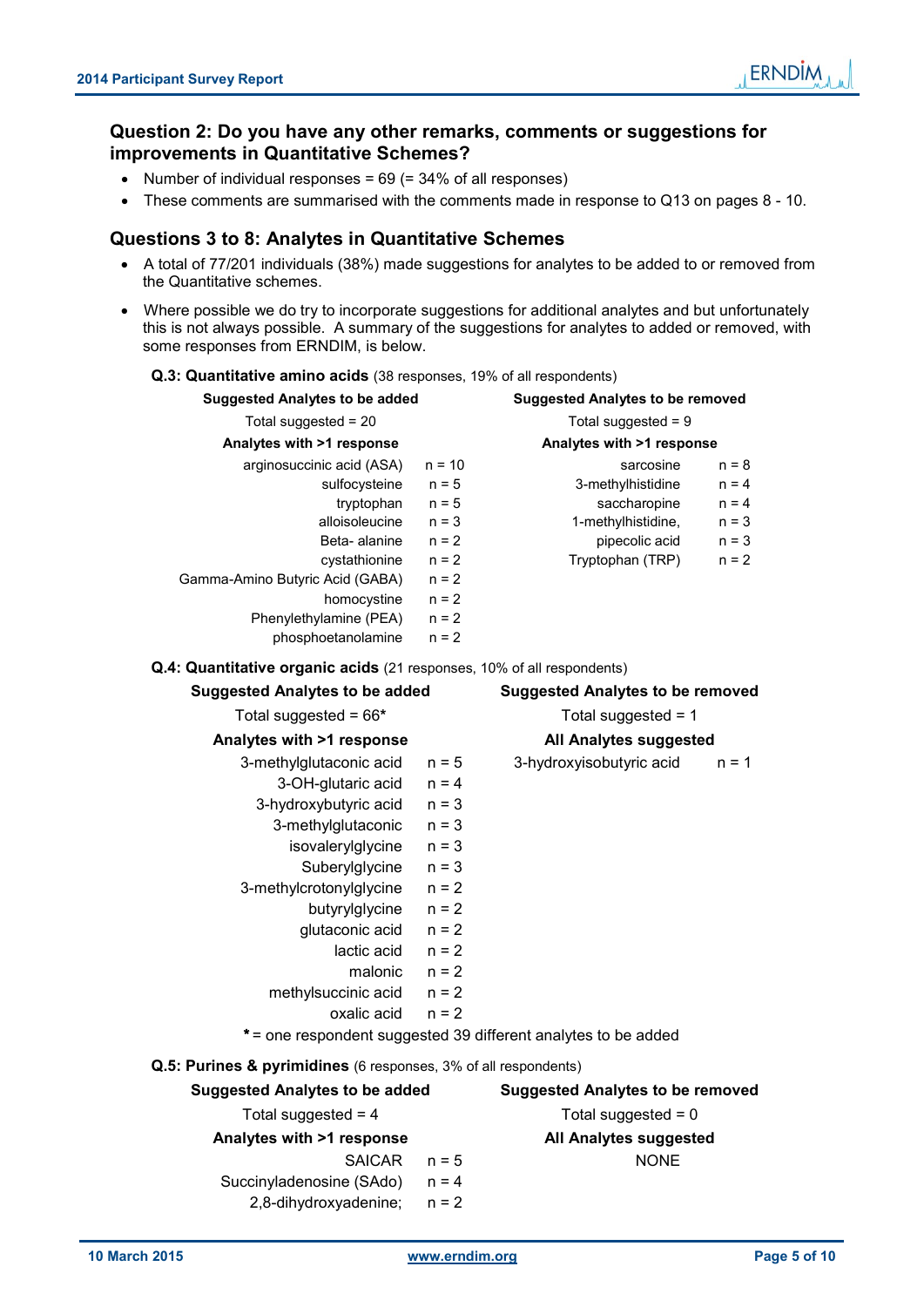## Question 2: Do you have any other remarks, comments or suggestions for improvements in Quantitative Schemes?

- Number of individual responses = 69 (= 34% of all responses)
- These comments are summarised with the comments made in response to Q13 on pages 8 - 10.

## Questions 3 to 8: Analytes in Quantitative Schemes

- A total of 77/201 individuals (38%) made suggestions for analytes to be added to or removed from the Quantitative schemes.
- Where possible we do try to incorporate suggestions for additional analytes and but unfortunately this is not always possible. A summary of the suggestions for analytes to added or removed, with some responses from ERNDIM, is below.

**Q.3: Quantitative amino acids** (38 responses, 19% of all respondents)

| Suggested Analytes to be added | | Suggested Analytes to be removed | |
|---|---|---|---|
| Total suggested = 20 | | Total suggested = 9 | |
| **Analytes with >1 response** | | **Analytes with >1 response** | |
| arginosuccinic acid (ASA) | n = 10 | sarcosine | n = 8 |
| sulfocysteine | n = 5 | 3-methylhistidine | n = 4 |
| tryptophan | n = 5 | saccharopine | n = 4 |
| alloisoleucine | n = 3 | 1-methylhistidine, | n = 3 |
| Beta- alanine | n = 2 | pipecolic acid | n = 3 |
| cystathionine | n = 2 | Tryptophan (TRP) | n = 2 |
| Gamma-Amino Butyric Acid (GABA) | n = 2 | | |
| homocystine | n = 2 | | |
| Phenylethylamine (PEA) | n = 2 | | |
| phosphoetanolamine | n = 2 | | |

**Q.4: Quantitative organic acids** (21 responses, 10% of all respondents)

| Suggested Analytes to be added | | Suggested Analytes to be removed | |
|---|---|---|---|
| Total suggested = 66* | | Total suggested = 1 | |
| **Analytes with >1 response** | | **All Analytes suggested** | |
| 3-methylglutaconic acid | n = 5 | 3-hydroxyisobutyric acid | n = 1 |
| 3-OH-glutaric acid | n = 4 | | |
| 3-hydroxybutyric acid | n = 3 | | |
| 3-methylglutaconic | n = 3 | | |
| isovalerylglycine | n = 3 | | |
| Suberylglycine | n = 3 | | |
| 3-methylcrotonylglycine | n = 2 | | |
| butyrylglycine | n = 2 | | |
| glutaconic acid | n = 2 | | |
| lactic acid | n = 2 | | |
| malonic | n = 2 | | |
| methylsuccinic acid | n = 2 | | |
| oxalic acid | n = 2 | | |

*= one respondent suggested 39 different analytes to be added

**Q.5: Purines & pyrimidines** (6 responses, 3% of all respondents)

| Suggested Analytes to be added | | Suggested Analytes to be removed |
|---|---|---|
| Total suggested = 4 | | Total suggested = 0 |
| **Analytes with >1 response** | | **All Analytes suggested** |
| SAICAR | n = 5 | NONE |
| Succinyladenosine (SAdo) | n = 4 | |
| 2,8-dihydroxyadenine; | n = 2 | |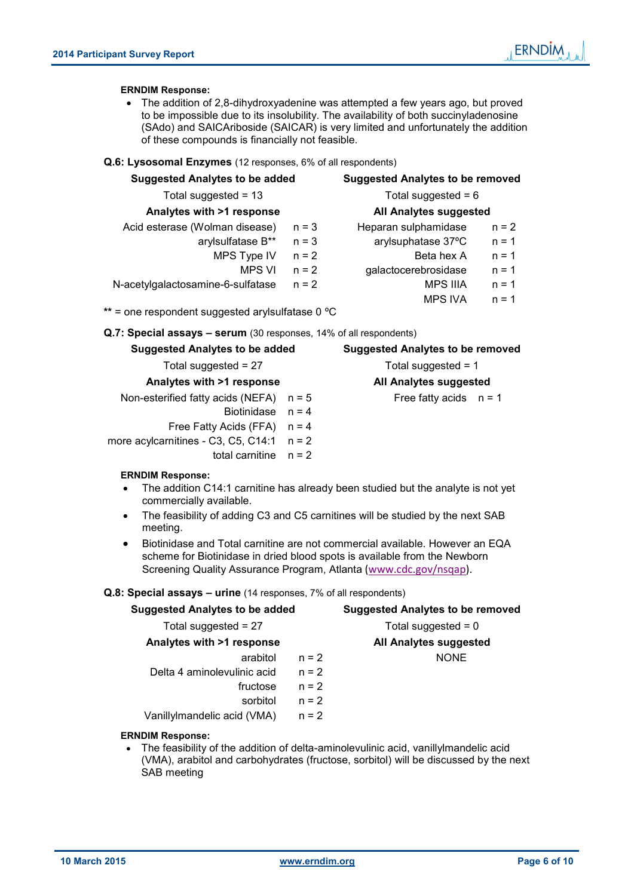**ERNDIM Response:**

- The addition of 2,8-dihydroxyadenine was attempted a few years ago, but proved to be impossible due to its insolubility. The availability of both succinyladenosine (SAdo) and SAICAriboside (SAICAR) is very limited and unfortunately the addition of these compounds is financially not feasible.

**Q.6: Lysosomal Enzymes** (12 responses, 6% of all respondents)

| Suggested Analytes to be added | | Suggested Analytes to be removed | |
|---|---|---|---|
| Total suggested = 13 | | Total suggested = 6 | |
| **Analytes with >1 response** | | **All Analytes suggested** | |
| Acid esterase (Wolman disease) | n = 3 | Heparan sulphamidase | n = 2 |
| arylsulfatase B** | n = 3 | arylsuphatase 37ºC | n = 1 |
| MPS Type IV | n = 2 | Beta hex A | n = 1 |
| MPS VI | n = 2 | galactocerebrosidase | n = 1 |
| N-acetylgalactosamine-6-sulfatase | n = 2 | MPS IIIA | n = 1 |
| | | MPS IVA | n = 1 |

** = one respondent suggested arylsulfatase 0 ºC

**Q.7: Special assays – serum** (30 responses, 14% of all respondents)

| Suggested Analytes to be added | | Suggested Analytes to be removed | |
|---|---|---|---|
| Total suggested = 27 | | Total suggested = 1 | |
| **Analytes with >1 response** | | **All Analytes suggested** | |
| Non-esterified fatty acids (NEFA) | n = 5 | Free fatty acids | n = 1 |
| Biotinidase | n = 4 | | |
| Free Fatty Acids (FFA) | n = 4 | | |
| more acylcarnitines - C3, C5, C14:1 | n = 2 | | |
| total carnitine | n = 2 | | |

**ERNDIM Response:**

- The addition C14:1 carnitine has already been studied but the analyte is not yet commercially available.
- The feasibility of adding C3 and C5 carnitines will be studied by the next SAB meeting.
- Biotinidase and Total carnitine are not commercial available. However an EQA scheme for Biotinidase in dried blood spots is available from the Newborn Screening Quality Assurance Program, Atlanta (www.cdc.gov/nsqap).

**Q.8: Special assays – urine** (14 responses, 7% of all respondents)

| Suggested Analytes to be added | | Suggested Analytes to be removed |
|---|---|---|
| Total suggested = 27 | | Total suggested = 0 |
| **Analytes with >1 response** | | **All Analytes suggested** |
| arabitol | n = 2 | NONE |
| Delta 4 aminolevulinic acid | n = 2 | |
| fructose | n = 2 | |
| sorbitol | n = 2 | |
| Vanillylmandelic acid (VMA) | n = 2 | |

**ERNDIM Response:**

- The feasibility of the addition of delta-aminolevulinic acid, vanillylmandelic acid (VMA), arabitol and carbohydrates (fructose, sorbitol) will be discussed by the next SAB meeting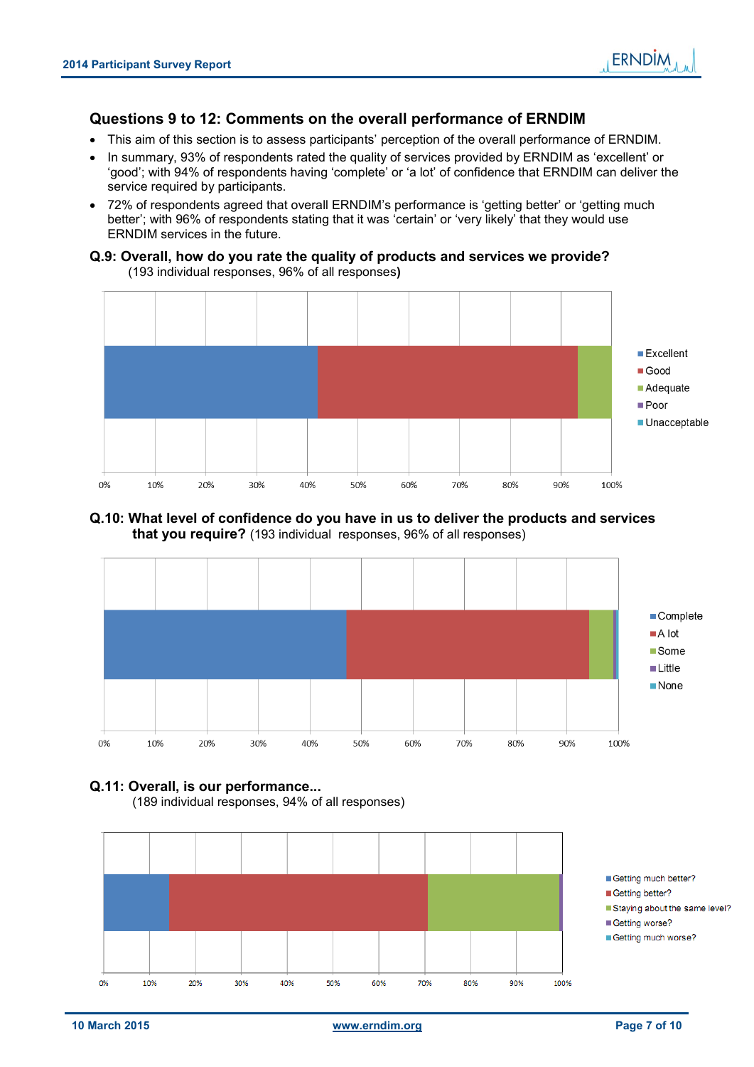## Questions 9 to 12: Comments on the overall performance of ERNDIM

- This aim of this section is to assess participants' perception of the overall performance of ERNDIM.
- In summary, 93% of respondents rated the quality of services provided by ERNDIM as 'excellent' or 'good'; with 94% of respondents having 'complete' or 'a lot' of confidence that ERNDIM can deliver the service required by participants.
- 72% of respondents agreed that overall ERNDIM's performance is 'getting better' or 'getting much better'; with 96% of respondents stating that it was 'certain' or 'very likely' that they would use ERNDIM services in the future.

### Q.9: Overall, how do you rate the quality of products and services we provide?

(193 individual responses, 96% of all responses)

0% 10% 20% 30% 40% 50% 60% 70% 80% 90% 100%

Excellent
Good
Adequate
Poor
Unacceptable

### Q.10: What level of confidence do you have in us to deliver the products and services that you require? (193 individual responses, 96% of all responses)

0% 10% 20% 30% 40% 50% 60% 70% 80% 90% 100%

Complete
A lot
Some
Little
None

### Q.11: Overall, is our performance...

(189 individual responses, 94% of all responses)

0% 10% 20% 30% 40% 50% 60% 70% 80% 90% 100%

Getting much better?
Getting better?
Staying about the same level?
Getting worse?
Getting much worse?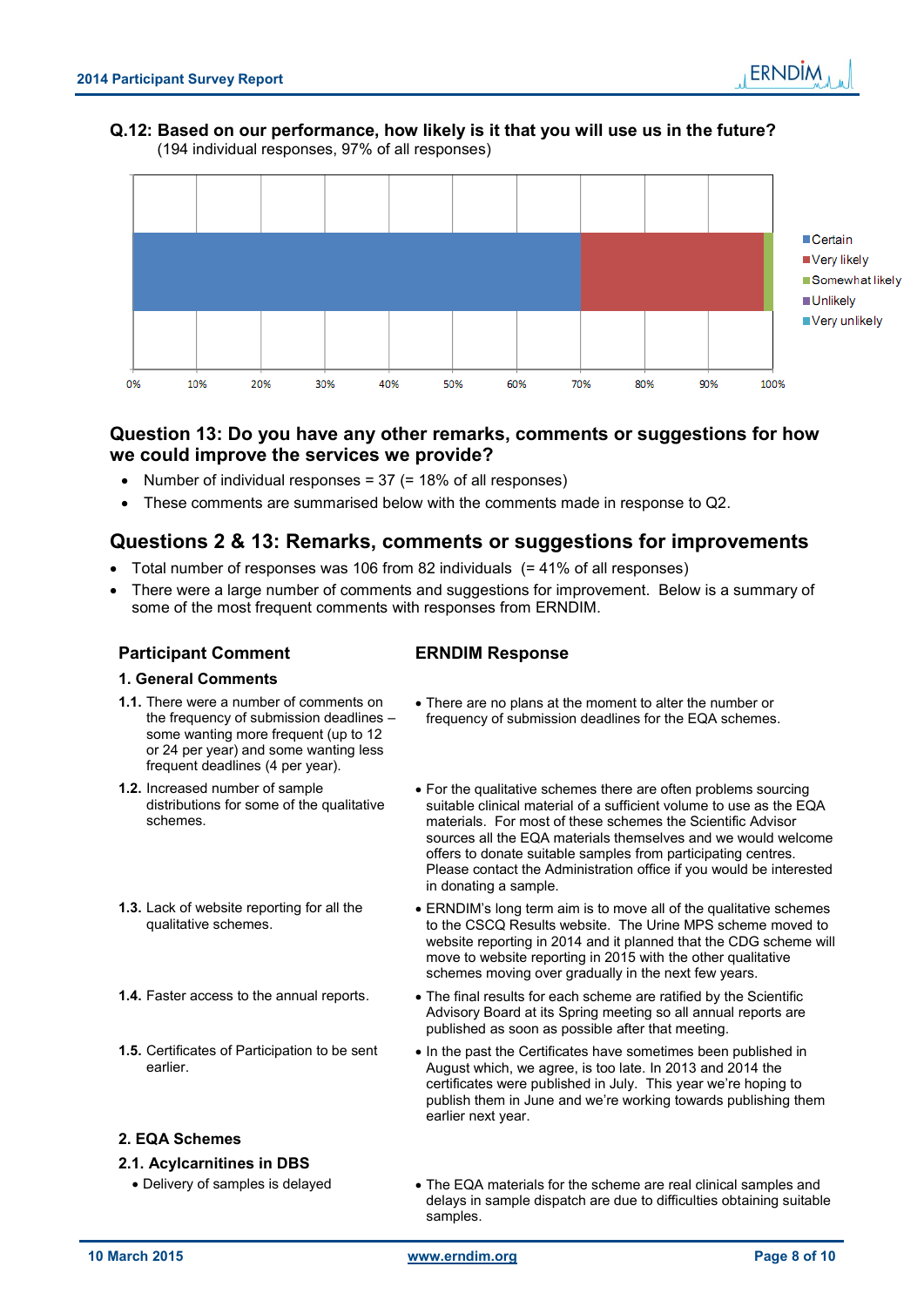## Q.12: Based on our performance, how likely is it that you will use us in the future?

(194 individual responses, 97% of all responses)

Certain
Very likely
Somewhat likely
Unlikely
Very unlikely

0% 10% 20% 30% 40% 50% 60% 70% 80% 90% 100%

## Question 13: Do you have any other remarks, comments or suggestions for how we could improve the services we provide?

- Number of individual responses = 37 (= 18% of all responses)
- These comments are summarised below with the comments made in response to Q2.

## Questions 2 & 13: Remarks, comments or suggestions for improvements

- Total number of responses was 106 from 82 individuals (= 41% of all responses)
- There were a large number of comments and suggestions for improvement. Below is a summary of some of the most frequent comments with responses from ERNDIM.

| Participant Comment | ERNDIM Response |
|---|---|
| **1. General Comments** | |
| **1.1.** There were a number of comments on the frequency of submission deadlines – some wanting more frequent (up to 12 or 24 per year) and some wanting less frequent deadlines (4 per year). | • There are no plans at the moment to alter the number or frequency of submission deadlines for the EQA schemes. |
| **1.2.** Increased number of sample distributions for some of the qualitative schemes. | • For the qualitative schemes there are often problems sourcing suitable clinical material of a sufficient volume to use as the EQA materials. For most of these schemes the Scientific Advisor sources all the EQA materials themselves and we would welcome offers to donate suitable samples from participating centres. Please contact the Administration office if you would be interested in donating a sample. |
| **1.3.** Lack of website reporting for all the qualitative schemes. | • ERNDIM's long term aim is to move all of the qualitative schemes to the CSCQ Results website. The Urine MPS scheme moved to website reporting in 2014 and it planned that the CDG scheme will move to website reporting in 2015 with the other qualitative schemes moving over gradually in the next few years. |
| **1.4.** Faster access to the annual reports. | • The final results for each scheme are ratified by the Scientific Advisory Board at its Spring meeting so all annual reports are published as soon as possible after that meeting. |
| **1.5.** Certificates of Participation to be sent earlier. | • In the past the Certificates have sometimes been published in August which, we agree, is too late. In 2013 and 2014 the certificates were published in July. This year we're hoping to publish them in June and we're working towards publishing them earlier next year. |
| **2. EQA Schemes** | |
| **2.1. Acylcarnitines in DBS** | |
| • Delivery of samples is delayed | • The EQA materials for the scheme are real clinical samples and delays in sample dispatch are due to difficulties obtaining suitable samples. |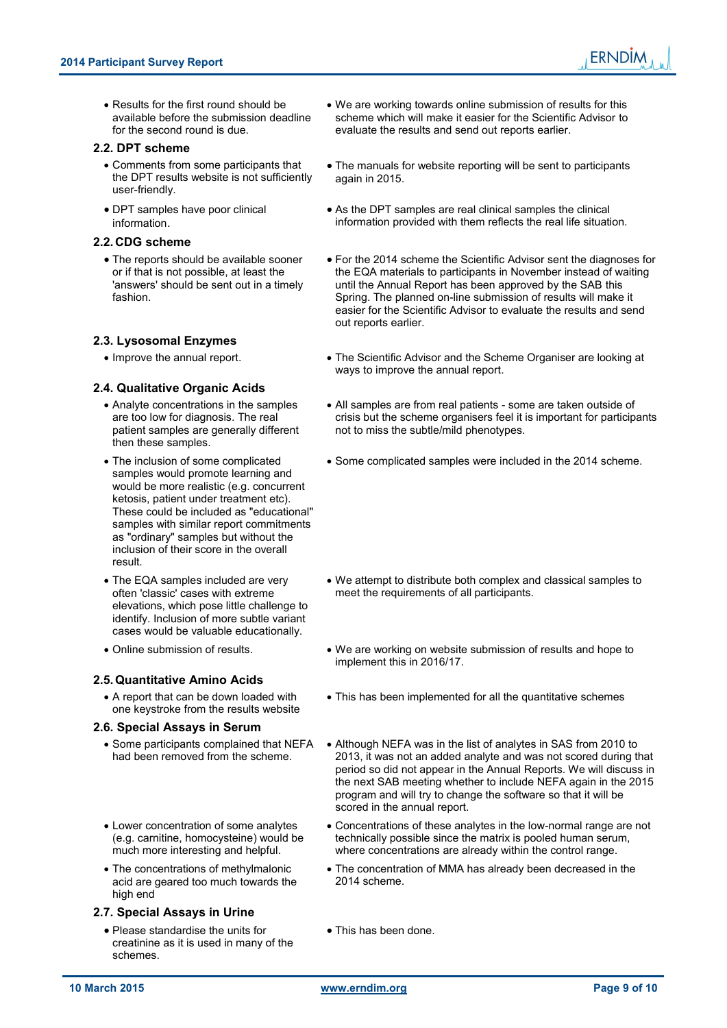- Results for the first round should be available before the submission deadline for the second round is due.
- We are working towards online submission of results for this scheme which will make it easier for the Scientific Advisor to evaluate the results and send out reports earlier.

### 2.2. DPT scheme

- Comments from some participants that the DPT results website is not sufficiently user-friendly.
- The manuals for website reporting will be sent to participants again in 2015.
- DPT samples have poor clinical information.
- As the DPT samples are real clinical samples the clinical information provided with them reflects the real life situation.

### 2.2. CDG scheme

- The reports should be available sooner or if that is not possible, at least the 'answers' should be sent out in a timely fashion.
- For the 2014 scheme the Scientific Advisor sent the diagnoses for the EQA materials to participants in November instead of waiting until the Annual Report has been approved by the SAB this Spring. The planned on-line submission of results will make it easier for the Scientific Advisor to evaluate the results and send out reports earlier.

### 2.3. Lysosomal Enzymes

- Improve the annual report.
- The Scientific Advisor and the Scheme Organiser are looking at ways to improve the annual report.

### 2.4. Qualitative Organic Acids

- Analyte concentrations in the samples are too low for diagnosis. The real patient samples are generally different then these samples.
- All samples are from real patients - some are taken outside of crisis but the scheme organisers feel it is important for participants not to miss the subtle/mild phenotypes.
- The inclusion of some complicated samples would promote learning and would be more realistic (e.g. concurrent ketosis, patient under treatment etc). These could be included as "educational" samples with similar report commitments as "ordinary" samples but without the inclusion of their score in the overall result.
- Some complicated samples were included in the 2014 scheme.
- The EQA samples included are very often 'classic' cases with extreme elevations, which pose little challenge to identify. Inclusion of more subtle variant cases would be valuable educationally.
- We attempt to distribute both complex and classical samples to meet the requirements of all participants.
- Online submission of results.
- We are working on website submission of results and hope to implement this in 2016/17.

### 2.5. Quantitative Amino Acids

- A report that can be down loaded with one keystroke from the results website
- This has been implemented for all the quantitative schemes

### 2.6. Special Assays in Serum

- Some participants complained that NEFA had been removed from the scheme.
- Although NEFA was in the list of analytes in SAS from 2010 to 2013, it was not an added analyte and was not scored during that period so did not appear in the Annual Reports. We will discuss in the next SAB meeting whether to include NEFA again in the 2015 program and will try to change the software so that it will be scored in the annual report.
- Lower concentration of some analytes (e.g. carnitine, homocysteine) would be much more interesting and helpful.
- Concentrations of these analytes in the low-normal range are not technically possible since the matrix is pooled human serum, where concentrations are already within the control range.
- The concentrations of methylmalonic acid are geared too much towards the high end
- The concentration of MMA has already been decreased in the 2014 scheme.

### 2.7. Special Assays in Urine

- Please standardise the units for creatinine as it is used in many of the schemes.
- This has been done.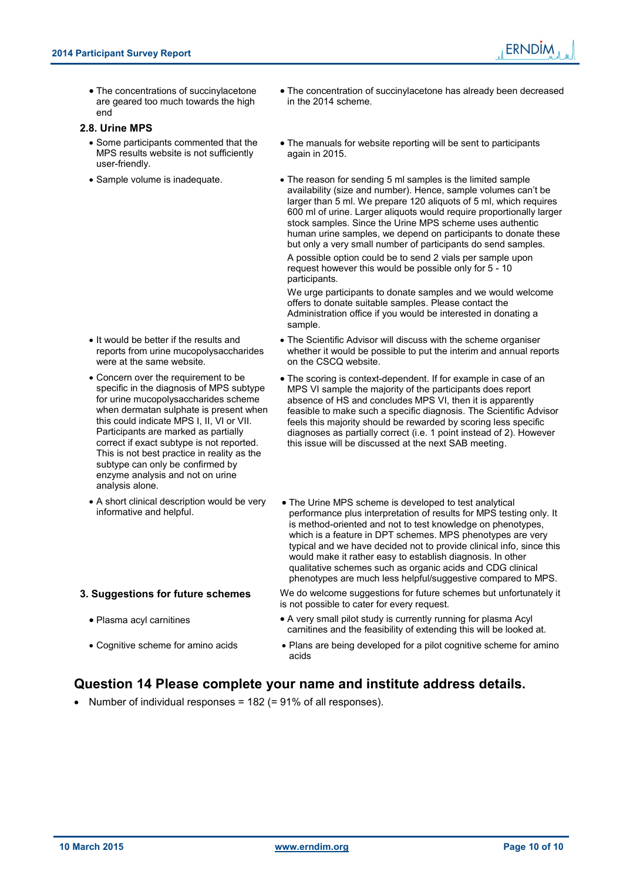- The concentrations of succinylacetone are geared too much towards the high end
- The concentration of succinylacetone has already been decreased in the 2014 scheme.

### 2.8. Urine MPS

- Some participants commented that the MPS results website is not sufficiently user-friendly.
- The manuals for website reporting will be sent to participants again in 2015.

- Sample volume is inadequate.
- The reason for sending 5 ml samples is the limited sample availability (size and number). Hence, sample volumes can't be larger than 5 ml. We prepare 120 aliquots of 5 ml, which requires 600 ml of urine. Larger aliquots would require proportionally larger stock samples. Since the Urine MPS scheme uses authentic human urine samples, we depend on participants to donate these but only a very small number of participants do send samples.

  A possible option could be to send 2 vials per sample upon request however this would be possible only for 5 - 10 participants.

  We urge participants to donate samples and we would welcome offers to donate suitable samples. Please contact the Administration office if you would be interested in donating a sample.

- It would be better if the results and reports from urine mucopolysaccharides were at the same website.
- The Scientific Advisor will discuss with the scheme organiser whether it would be possible to put the interim and annual reports on the CSCQ website.

- Concern over the requirement to be specific in the diagnosis of MPS subtype for urine mucopolysaccharides scheme when dermatan sulphate is present when this could indicate MPS I, II, VI or VII. Participants are marked as partially correct if exact subtype is not reported. This is not best practice in reality as the subtype can only be confirmed by enzyme analysis and not on urine analysis alone.
- The scoring is context-dependent. If for example in case of an MPS VI sample the majority of the participants does report absence of HS and concludes MPS VI, then it is apparently feasible to make such a specific diagnosis. The Scientific Advisor feels this majority should be rewarded by scoring less specific diagnoses as partially correct (i.e. 1 point instead of 2). However this issue will be discussed at the next SAB meeting.

- A short clinical description would be very informative and helpful.
- The Urine MPS scheme is developed to test analytical performance plus interpretation of results for MPS testing only. It is method-oriented and not to test knowledge on phenotypes, which is a feature in DPT schemes. MPS phenotypes are very typical and we have decided not to provide clinical info, since this would make it rather easy to establish diagnosis. In other qualitative schemes such as organic acids and CDG clinical phenotypes are much less helpful/suggestive compared to MPS.

### 3. Suggestions for future schemes

We do welcome suggestions for future schemes but unfortunately it is not possible to cater for every request.

- Plasma acyl carnitines
- A very small pilot study is currently running for plasma Acyl carnitines and the feasibility of extending this will be looked at.

- Cognitive scheme for amino acids
- Plans are being developed for a pilot cognitive scheme for amino acids

## Question 14 Please complete your name and institute address details.

- Number of individual responses = 182 (= 91% of all responses).